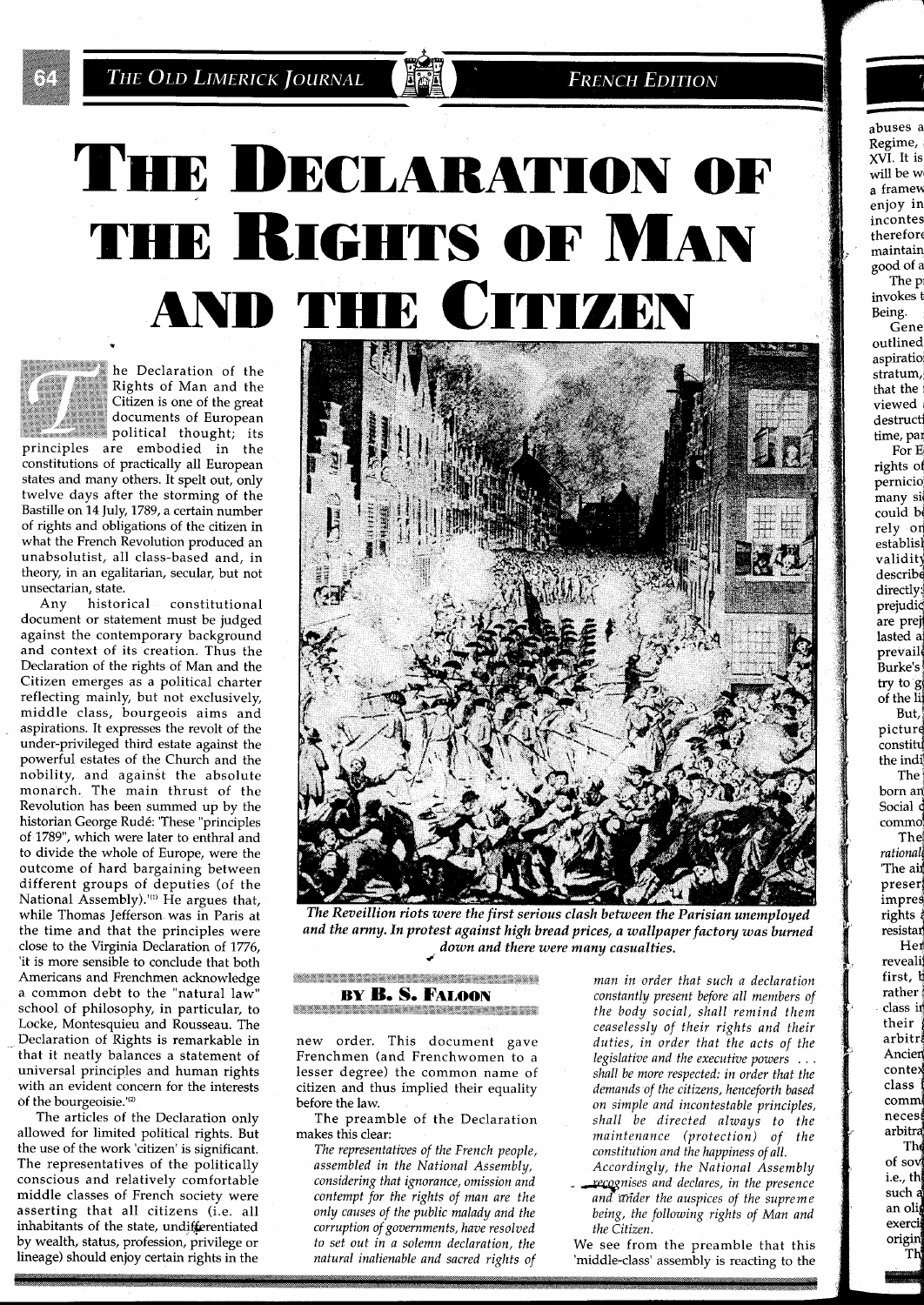# The Declaration of the Rights of Man and the Citizen

The Declaration of the Rights of Man and the Citizen is one of the great documents of European political thought; its principles are embodied in the constitutions of practically all European states and many others. It spelt out, only twelve days after the storming of the Bastille on 14 July, 1789, a certain number of rights and obligations of the citizen in what the French Revolution produced an unabsolutist, all class-based and, in theory, in an egalitarian, secular, but not unsectarian, state.

Any historical constitutional document or statement must be judged against the contemporary background and context of its creation. Thus the Declaration of the rights of Man and the Citizen emerges as a political charter reflecting mainly, but not exclusively, middle class, bourgeois aims and aspirations. It expresses the revolt of the under-privileged third estate against the powerful estates of the Church and the nobility, and against the absolute monarch. The main thrust of the Revolution has been summed up by the historian George Rudé: 'These "principles of 1789", which were later to enthral and to divide the whole of Europe, were the outcome of hard bargaining between different groups of deputies (of the National Assembly).'[1] He argues that, while Thomas Jefferson was in Paris at the time and that the principles were close to the Virginia Declaration of 1776, 'it is more sensible to conclude that both Americans and Frenchmen acknowledge a common debt to the "natural law" school of philosophy, in particular, to Locke, Montesquieu and Rousseau. The Declaration of Rights is remarkable in that it neatly balances a statement of universal principles and human rights with an evident concern for the interests of the bourgeoisie.'[2]

The articles of the Declaration only allowed for limited political rights. But the use of the work 'citizen' is significant. The representatives of the politically conscious and relatively comfortable middle classes of French society were asserting that all citizens (i.e. all inhabitants of the state, undifferentiated by wealth, status, profession, privilege or lineage) should enjoy certain rights in the new order. This document gave Frenchmen (and Frenchwomen to a lesser degree) the common name of citizen and thus implied their equality before the law.

*The Reveillion riots were the first serious clash between the Parisian unemployed and the army. In protest against high bread prices, a wallpaper factory was burned down and there were many casualties.*

**By B. S. Faloon**

The preamble of the Declaration makes this clear:

*The representatives of the French people, assembled in the National Assembly, considering that ignorance, omission and contempt for the rights of man are the only causes of the public malady and the corruption of governments, have resolved to set out in a solemn declaration, the natural inalienable and sacred rights of man in order that such a declaration constantly present before all members of the body social, shall remind them ceaselessly of their rights and their duties, in order that the acts of the legislative and the executive powers . . . shall be more respected: in order that the demands of the citizens, henceforth based on simple and incontestable principles, shall be directed always to the maintenance (protection) of the constitution and the happiness of all.*

*Accordingly, the National Assembly recognises and declares, in the presence and under the auspices of the supreme being, the following rights of Man and the Citizen.*

We see from the preamble that this 'middle-class' assembly is reacting to the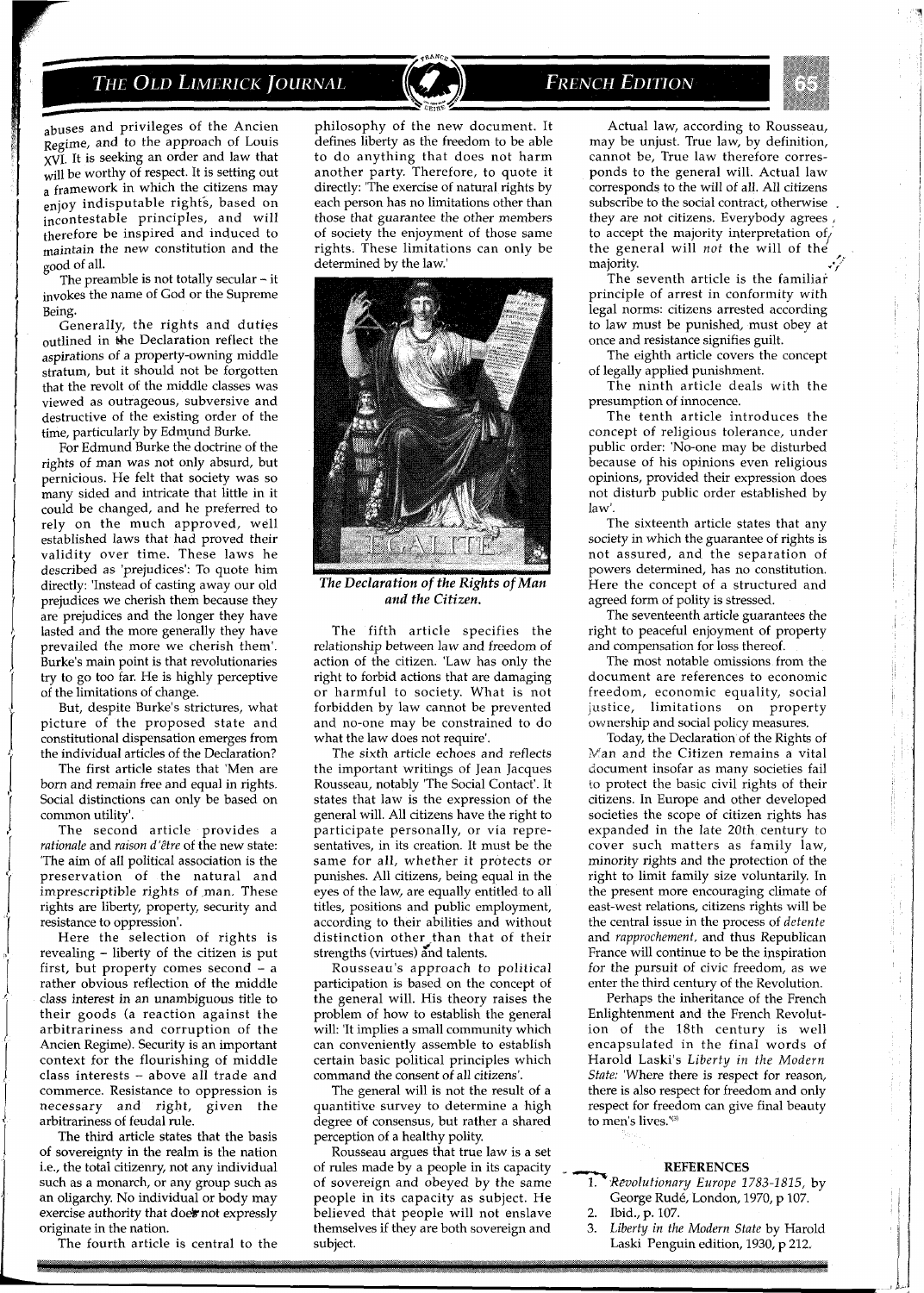abuses and privileges of the Ancien Regime, and to the approach of Louis XVI. It is seeking an order and law that will be worthy of respect. It is setting out a framework in which the citizens may enjoy indisputable rights, based on incontestable principles, and will therefore be inspired and induced to maintain the new constitution and the good of all.

The preamble is not totally secular – it invokes the name of God or the Supreme Being.

Generally, the rights and duties outlined in the Declaration reflect the aspirations of a property-owning middle stratum, but it should not be forgotten that the revolt of the middle classes was viewed as outrageous, subversive and destructive of the existing order of the time, particularly by Edmund Burke.

For Edmund Burke the doctrine of the rights of man was not only absurd, but pernicious. He felt that society was so many sided and intricate that little in it could be changed, and he preferred to rely on the much approved, well established laws that had proved their validity over time. These laws he described as 'prejudices': To quote him directly: 'Instead of casting away our old prejudices we cherish them because they are prejudices and the longer they have lasted and the more generally they have prevailed the more we cherish them'. Burke's main point is that revolutionaries try to go too far. He is highly perceptive of the limitations of change.

But, despite Burke's strictures, what picture of the proposed state and constitutional dispensation emerges from the individual articles of the Declaration?

The first article states that 'Men are born and remain free and equal in rights. Social distinctions can only be based on common utility'.

The second article provides a *rationale* and *raison d'être* of the new state: 'The aim of all political association is the preservation of the natural and imprescriptible rights of man. These rights are liberty, property, security and resistance to oppression'.

Here the selection of rights is revealing – liberty of the citizen is put first, but property comes second – a rather obvious reflection of the middle class interest in an unambiguous title to their goods (a reaction against the arbitrariness and corruption of the Ancien Regime). Security is an important context for the flourishing of middle class interests – above all trade and commerce. Resistance to oppression is necessary and right, given the arbitrariness of feudal rule.

The third article states that the basis of sovereignty in the realm is the nation i.e., the total citizenry, not any individual such as a monarch, or any group such as an oligarchy. No individual or body may exercise authority that does not expressly originate in the nation.

The fourth article is central to the philosophy of the new document. It defines liberty as the freedom to be able to do anything that does not harm another party. Therefore, to quote it directly: 'The exercise of natural rights by each person has no limitations other than those that guarantee the other members of society the enjoyment of those same rights. These limitations can only be determined by the law.'

*The Declaration of the Rights of Man and the Citizen.*

The fifth article specifies the relationship between law and freedom of action of the citizen. 'Law has only the right to forbid actions that are damaging or harmful to society. What is not forbidden by law cannot be prevented and no-one may be constrained to do what the law does not require'.

The sixth article echoes and reflects the important writings of Jean Jacques Rousseau, notably 'The Social Contact'. It states that law is the expression of the general will. All citizens have the right to participate personally, or via representatives, in its creation. It must be the same for all, whether it protects or punishes. All citizens, being equal in the eyes of the law, are equally entitled to all titles, positions and public employment, according to their abilities and without distinction other than that of their strengths (virtues) and talents.

Rousseau's approach to political participation is based on the concept of the general will. His theory raises the problem of how to establish the general will: 'It implies a small community which can conveniently assemble to establish certain basic political principles which command the consent of all citizens'.

The general will is not the result of a quantitive survey to determine a high degree of consensus, but rather a shared perception of a healthy polity.

Rousseau argues that true law is a set of rules made by a people in its capacity of sovereign and obeyed by the same people in its capacity as subject. He believed that people will not enslave themselves if they are both sovereign and subject.

Actual law, according to Rousseau, may be unjust. True law, by definition, cannot be, True law therefore corresponds to the general will. Actual law corresponds to the will of all. All citizens subscribe to the social contract, otherwise they are not citizens. Everybody agrees to accept the majority interpretation of the general will *not* the will of the majority.

The seventh article is the familiar principle of arrest in conformity with legal norms: citizens arrested according to law must be punished, must obey at once and resistance signifies guilt.

The eighth article covers the concept of legally applied punishment.

The ninth article deals with the presumption of innocence.

The tenth article introduces the concept of religious tolerance, under public order: 'No-one may be disturbed because of his opinions even religious opinions, provided their expression does not disturb public order established by law'.

The sixteenth article states that any society in which the guarantee of rights is not assured, and the separation of powers determined, has no constitution. Here the concept of a structured and agreed form of polity is stressed.

The seventeenth article guarantees the right to peaceful enjoyment of property and compensation for loss thereof.

The most notable omissions from the document are references to economic freedom, economic equality, social justice, limitations on property ownership and social policy measures.

Today, the Declaration of the Rights of Man and the Citizen remains a vital document insofar as many societies fail to protect the basic civil rights of their citizens. In Europe and other developed societies the scope of citizen rights has expanded in the late 20th century to cover such matters as family law, minority rights and the protection of the right to limit family size voluntarily. In the present more encouraging climate of east-west relations, citizens rights will be the central issue in the process of *detente* and *rapprochement*, and thus Republican France will continue to be the inspiration for the pursuit of civic freedom, as we enter the third century of the Revolution.

Perhaps the inheritance of the French Enlightenment and the French Revolution of the 18th century is well encapsulated in the final words of Harold Laski's *Liberty in the Modern State*: 'Where there is respect for reason, there is also respect for freedom and only respect for freedom can give final beauty to men's lives.'[3]

## REFERENCES

1. *Revolutionary Europe 1783-1815*, by George Rudé, London, 1970, p 107.
2. Ibid., p. 107.
3. *Liberty in the Modern State* by Harold Laski Penguin edition, 1930, p 212.